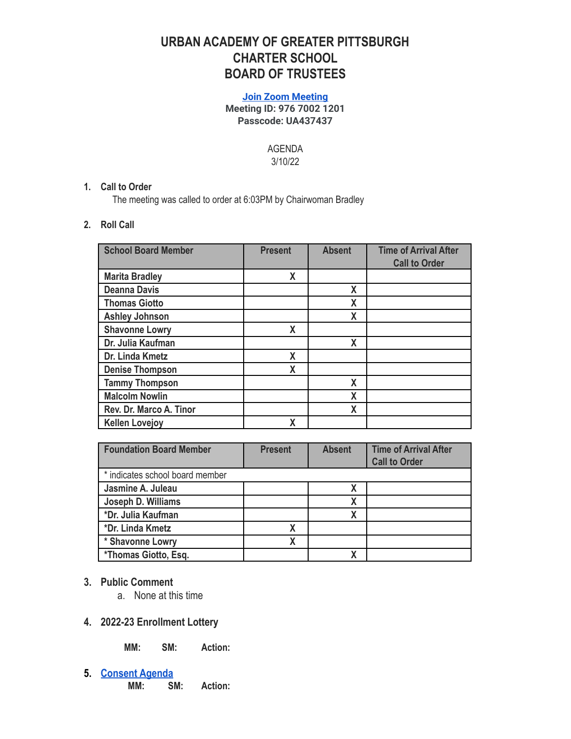# URBAN ACADEMY OF GREATER PITTSBURGH CHARTER SCHOOL BOARD OF TRUSTEES

**Join Zoom Meeting**
**Meeting ID: 976 7002 1201**
**Passcode: UA437437**

AGENDA
3/10/22

1. **Call to Order**
   The meeting was called to order at 6:03PM by Chairwoman Bradley

2. **Roll Call**

| School Board Member | Present | Absent | Time of Arrival After Call to Order |
|---|---|---|---|
| Marita Bradley | X | | |
| Deanna Davis | | X | |
| Thomas Giotto | | X | |
| Ashley Johnson | | X | |
| Shavonne Lowry | X | | |
| Dr. Julia Kaufman | | X | |
| Dr. Linda Kmetz | X | | |
| Denise Thompson | X | | |
| Tammy Thompson | | X | |
| Malcolm Nowlin | | X | |
| Rev. Dr. Marco A. Tinor | | X | |
| Kellen Lovejoy | X | | |

| Foundation Board Member | Present | Absent | Time of Arrival After Call to Order |
|---|---|---|---|
| * indicates school board member | | | |
| Jasmine A. Juleau | | X | |
| Joseph D. Williams | | X | |
| *Dr. Julia Kaufman | | X | |
| *Dr. Linda Kmetz | X | | |
| * Shavonne Lowry | X | | |
| *Thomas Giotto, Esq. | | X | |

3. **Public Comment**
   a. None at this time

4. **2022-23 Enrollment Lottery**

   **MM: SM: Action:**

5. **Consent Agenda**

   **MM: SM: Action:**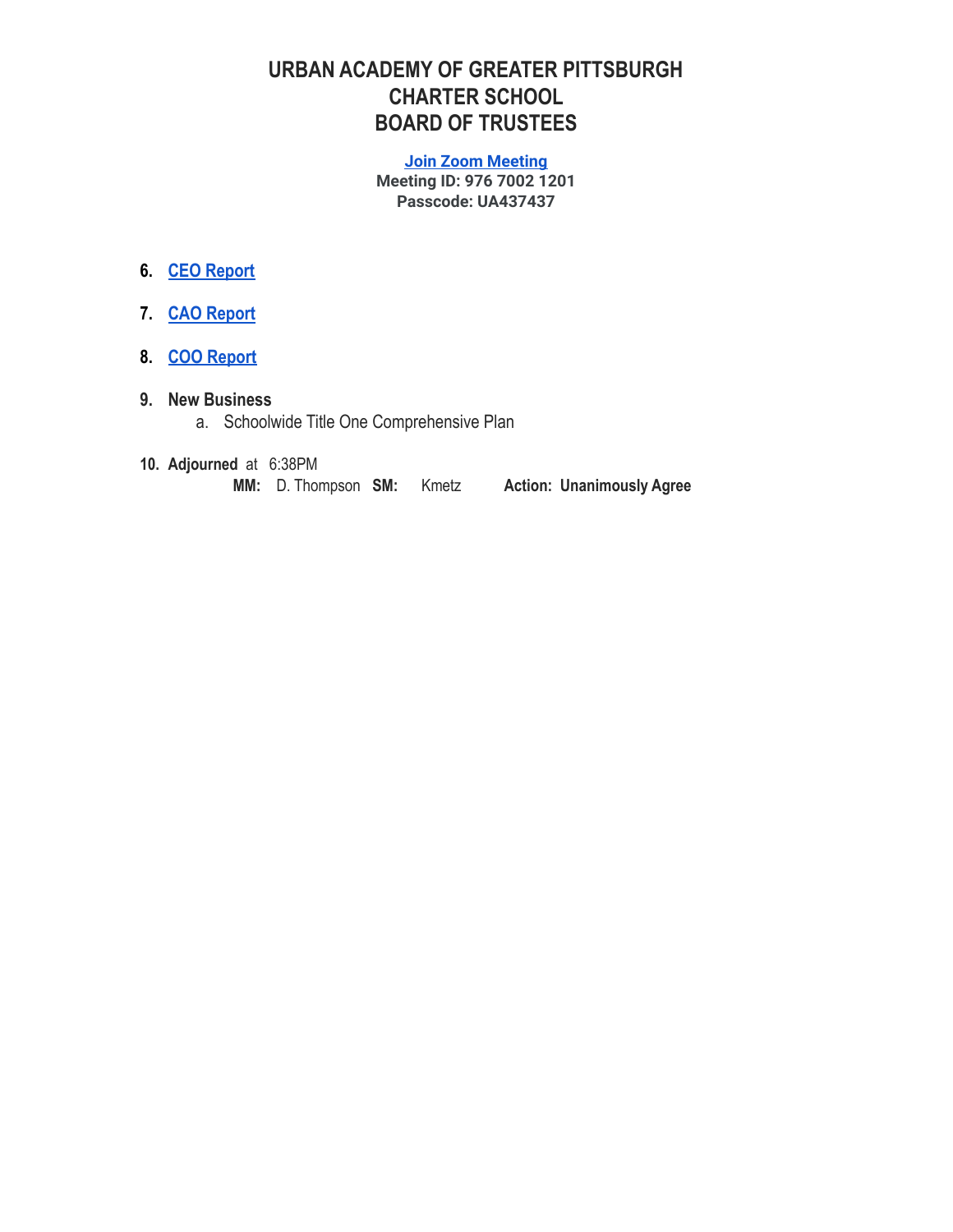# URBAN ACADEMY OF GREATER PITTSBURGH CHARTER SCHOOL BOARD OF TRUSTEES

**Join Zoom Meeting**
**Meeting ID: 976 7002 1201**
**Passcode: UA437437**

6. **CEO Report**

7. **CAO Report**

8. **COO Report**

9. **New Business**
   a. Schoolwide Title One Comprehensive Plan

10. **Adjourned** at 6:38PM
    **MM:** D. Thompson **SM:** Kmetz **Action: Unanimously Agree**